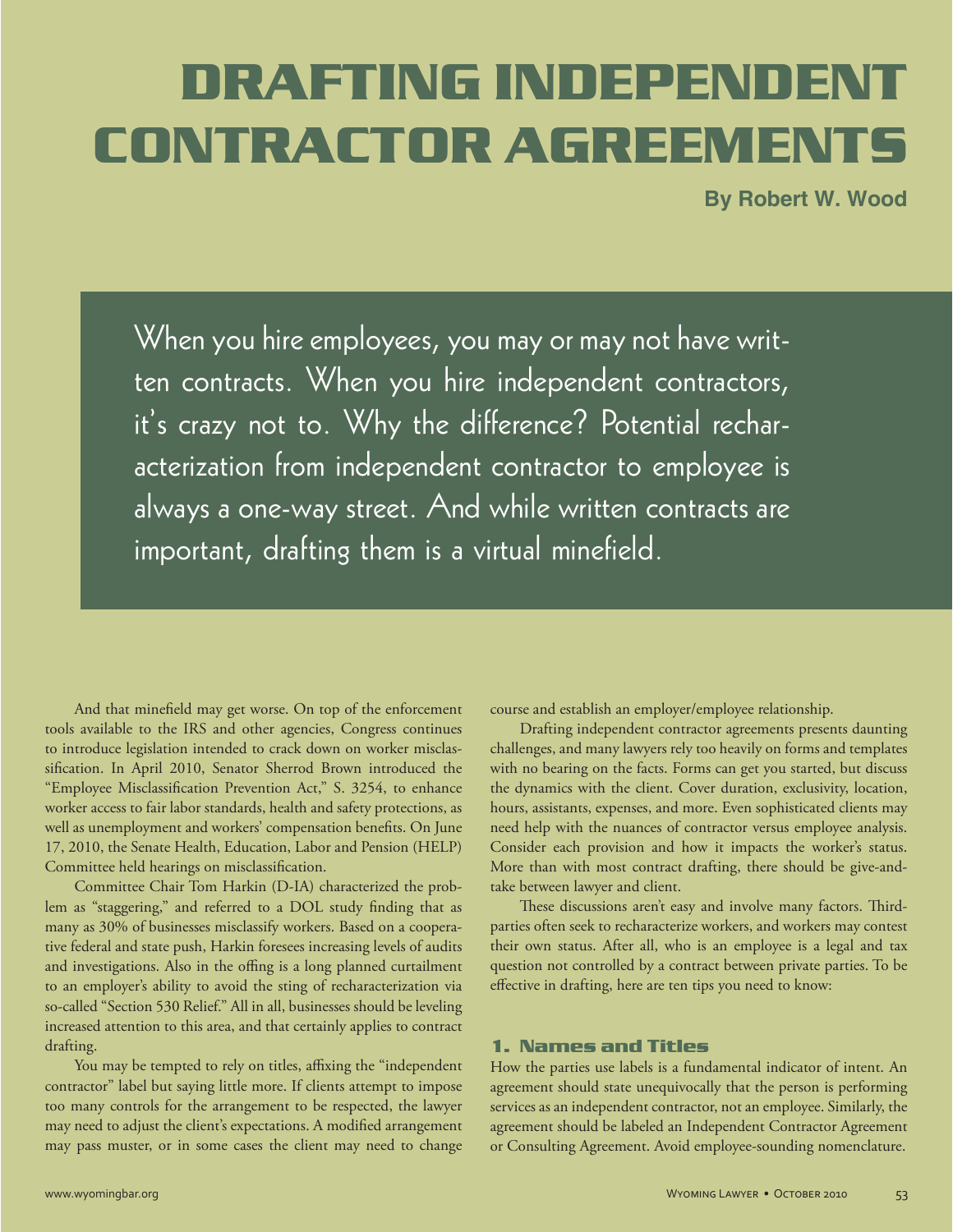# DRAFTING INDEPENDENT CONTRACTOR AGREEMENTS

**By Robert W. Wood**

When you hire employees, you may or may not have written contracts. When you hire independent contractors, it's crazy not to. Why the difference? Potential recharacterization from independent contractor to employee is always a one-way street. And while written contracts are important, drafting them is a virtual minefield.

And that minefield may get worse. On top of the enforcement tools available to the IRS and other agencies, Congress continues to introduce legislation intended to crack down on worker misclassification. In April 2010, Senator Sherrod Brown introduced the "Employee Misclassification Prevention Act," S. 3254, to enhance worker access to fair labor standards, health and safety protections, as well as unemployment and workers' compensation benefits. On June 17, 2010, the Senate Health, Education, Labor and Pension (HELP) Committee held hearings on misclassification.

Committee Chair Tom Harkin (D-IA) characterized the problem as "staggering," and referred to a DOL study finding that as many as 30% of businesses misclassify workers. Based on a cooperative federal and state push, Harkin foresees increasing levels of audits and investigations. Also in the offing is a long planned curtailment to an employer's ability to avoid the sting of recharacterization via so-called "Section 530 Relief." All in all, businesses should be leveling increased attention to this area, and that certainly applies to contract drafting.

You may be tempted to rely on titles, affixing the "independent contractor" label but saying little more. If clients attempt to impose too many controls for the arrangement to be respected, the lawyer may need to adjust the client's expectations. A modified arrangement may pass muster, or in some cases the client may need to change course and establish an employer/employee relationship.

Drafting independent contractor agreements presents daunting challenges, and many lawyers rely too heavily on forms and templates with no bearing on the facts. Forms can get you started, but discuss the dynamics with the client. Cover duration, exclusivity, location, hours, assistants, expenses, and more. Even sophisticated clients may need help with the nuances of contractor versus employee analysis. Consider each provision and how it impacts the worker's status. More than with most contract drafting, there should be give-and-take between lawyer and client.

These discussions aren't easy and involve many factors. Third-parties often seek to recharacterize workers, and workers may contest their own status. After all, who is an employee is a legal and tax question not controlled by a contract between private parties. To be effective in drafting, here are ten tips you need to know:

## 1. Names and Titles

How the parties use labels is a fundamental indicator of intent. An agreement should state unequivocally that the person is performing services as an independent contractor, not an employee. Similarly, the agreement should be labeled an Independent Contractor Agreement or Consulting Agreement. Avoid employee-sounding nomenclature.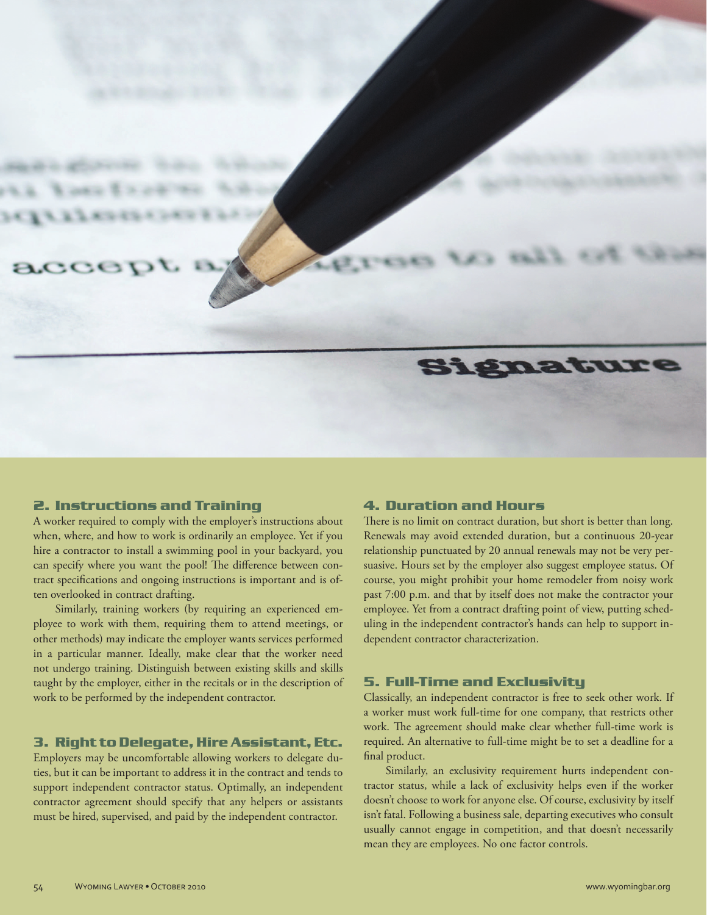## 2. Instructions and Training

A worker required to comply with the employer's instructions about when, where, and how to work is ordinarily an employee. Yet if you hire a contractor to install a swimming pool in your backyard, you can specify where you want the pool! The difference between contract specifications and ongoing instructions is important and is often overlooked in contract drafting.

Similarly, training workers (by requiring an experienced employee to work with them, requiring them to attend meetings, or other methods) may indicate the employer wants services performed in a particular manner. Ideally, make clear that the worker need not undergo training. Distinguish between existing skills and skills taught by the employer, either in the recitals or in the description of work to be performed by the independent contractor.

## 3. Right to Delegate, Hire Assistant, Etc.

Employers may be uncomfortable allowing workers to delegate duties, but it can be important to address it in the contract and tends to support independent contractor status. Optimally, an independent contractor agreement should specify that any helpers or assistants must be hired, supervised, and paid by the independent contractor.

## 4. Duration and Hours

There is no limit on contract duration, but short is better than long. Renewals may avoid extended duration, but a continuous 20-year relationship punctuated by 20 annual renewals may not be very persuasive. Hours set by the employer also suggest employee status. Of course, you might prohibit your home remodeler from noisy work past 7:00 p.m. and that by itself does not make the contractor your employee. Yet from a contract drafting point of view, putting scheduling in the independent contractor's hands can help to support independent contractor characterization.

## 5. Full-Time and Exclusivity

Classically, an independent contractor is free to seek other work. If a worker must work full-time for one company, that restricts other work. The agreement should make clear whether full-time work is required. An alternative to full-time might be to set a deadline for a final product.

Similarly, an exclusivity requirement hurts independent contractor status, while a lack of exclusivity helps even if the worker doesn't choose to work for anyone else. Of course, exclusivity by itself isn't fatal. Following a business sale, departing executives who consult usually cannot engage in competition, and that doesn't necessarily mean they are employees. No one factor controls.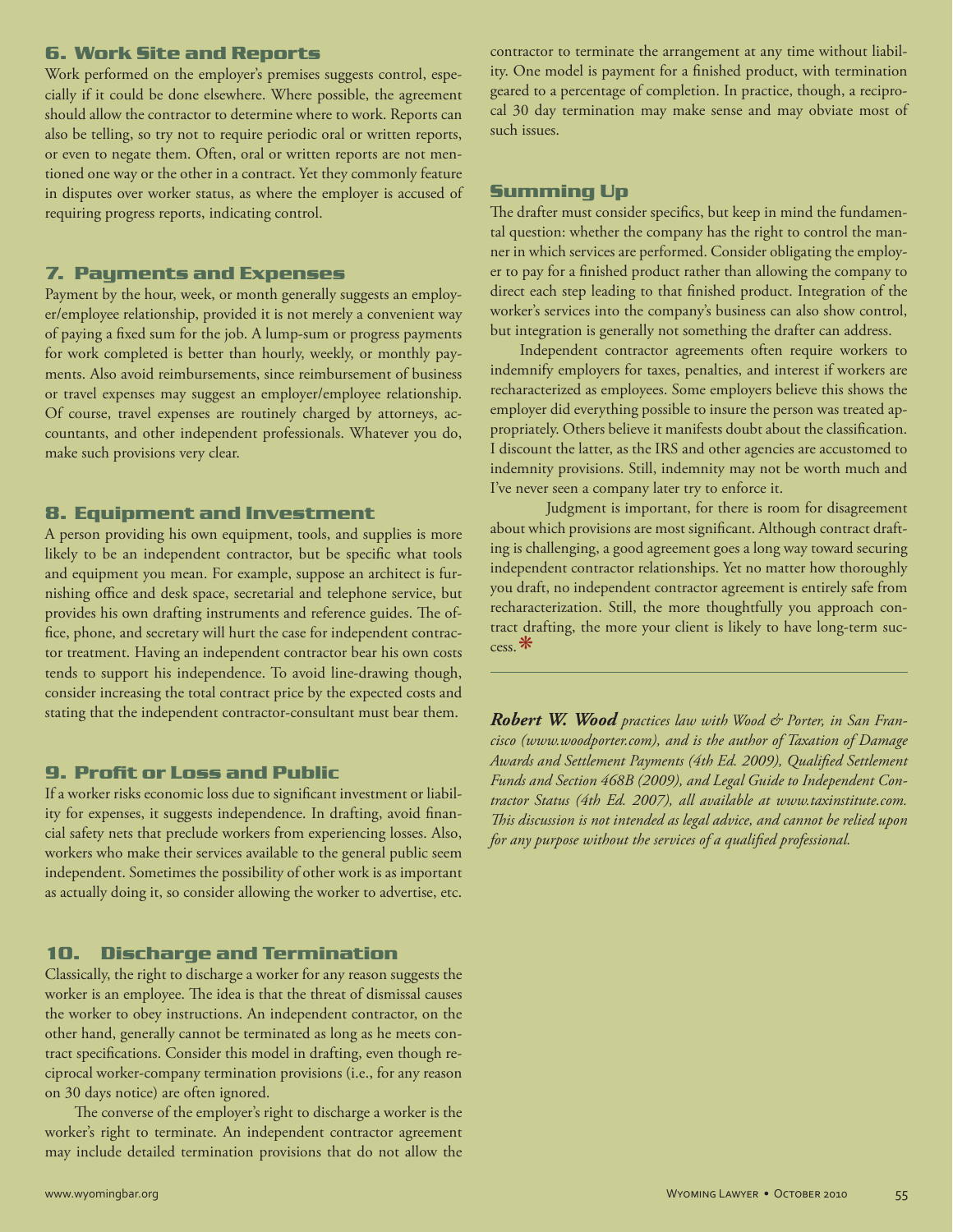### 6. Work Site and Reports

Work performed on the employer's premises suggests control, especially if it could be done elsewhere. Where possible, the agreement should allow the contractor to determine where to work. Reports can also be telling, so try not to require periodic oral or written reports, or even to negate them. Often, oral or written reports are not mentioned one way or the other in a contract. Yet they commonly feature in disputes over worker status, as where the employer is accused of requiring progress reports, indicating control.

### 7. Payments and Expenses

Payment by the hour, week, or month generally suggests an employer/employee relationship, provided it is not merely a convenient way of paying a fixed sum for the job. A lump-sum or progress payments for work completed is better than hourly, weekly, or monthly payments. Also avoid reimbursements, since reimbursement of business or travel expenses may suggest an employer/employee relationship. Of course, travel expenses are routinely charged by attorneys, accountants, and other independent professionals. Whatever you do, make such provisions very clear.

### 8. Equipment and Investment

A person providing his own equipment, tools, and supplies is more likely to be an independent contractor, but be specific what tools and equipment you mean. For example, suppose an architect is furnishing office and desk space, secretarial and telephone service, but provides his own drafting instruments and reference guides. The office, phone, and secretary will hurt the case for independent contractor treatment. Having an independent contractor bear his own costs tends to support his independence. To avoid line-drawing though, consider increasing the total contract price by the expected costs and stating that the independent contractor-consultant must bear them.

### 9. Profit or Loss and Public

If a worker risks economic loss due to significant investment or liability for expenses, it suggests independence. In drafting, avoid financial safety nets that preclude workers from experiencing losses. Also, workers who make their services available to the general public seem independent. Sometimes the possibility of other work is as important as actually doing it, so consider allowing the worker to advertise, etc.

### 10. Discharge and Termination

Classically, the right to discharge a worker for any reason suggests the worker is an employee. The idea is that the threat of dismissal causes the worker to obey instructions. An independent contractor, on the other hand, generally cannot be terminated as long as he meets contract specifications. Consider this model in drafting, even though reciprocal worker-company termination provisions (i.e., for any reason on 30 days notice) are often ignored.

The converse of the employer's right to discharge a worker is the worker's right to terminate. An independent contractor agreement may include detailed termination provisions that do not allow the contractor to terminate the arrangement at any time without liability. One model is payment for a finished product, with termination geared to a percentage of completion. In practice, though, a reciprocal 30 day termination may make sense and may obviate most of such issues.

### Summing Up

The drafter must consider specifics, but keep in mind the fundamental question: whether the company has the right to control the manner in which services are performed. Consider obligating the employer to pay for a finished product rather than allowing the company to direct each step leading to that finished product. Integration of the worker's services into the company's business can also show control, but integration is generally not something the drafter can address.

Independent contractor agreements often require workers to indemnify employers for taxes, penalties, and interest if workers are recharacterized as employees. Some employers believe this shows the employer did everything possible to insure the person was treated appropriately. Others believe it manifests doubt about the classification. I discount the latter, as the IRS and other agencies are accustomed to indemnity provisions. Still, indemnity may not be worth much and I've never seen a company later try to enforce it.

Judgment is important, for there is room for disagreement about which provisions are most significant. Although contract drafting is challenging, a good agreement goes a long way toward securing independent contractor relationships. Yet no matter how thoroughly you draft, no independent contractor agreement is entirely safe from recharacterization. Still, the more thoughtfully you approach contract drafting, the more your client is likely to have long-term success. ❋

---

***Robert W. Wood*** *practices law with Wood & Porter, in San Francisco (www.woodporter.com), and is the author of Taxation of Damage Awards and Settlement Payments (4th Ed. 2009), Qualified Settlement Funds and Section 468B (2009), and Legal Guide to Independent Contractor Status (4th Ed. 2007), all available at www.taxinstitute.com. This discussion is not intended as legal advice, and cannot be relied upon for any purpose without the services of a qualified professional.*